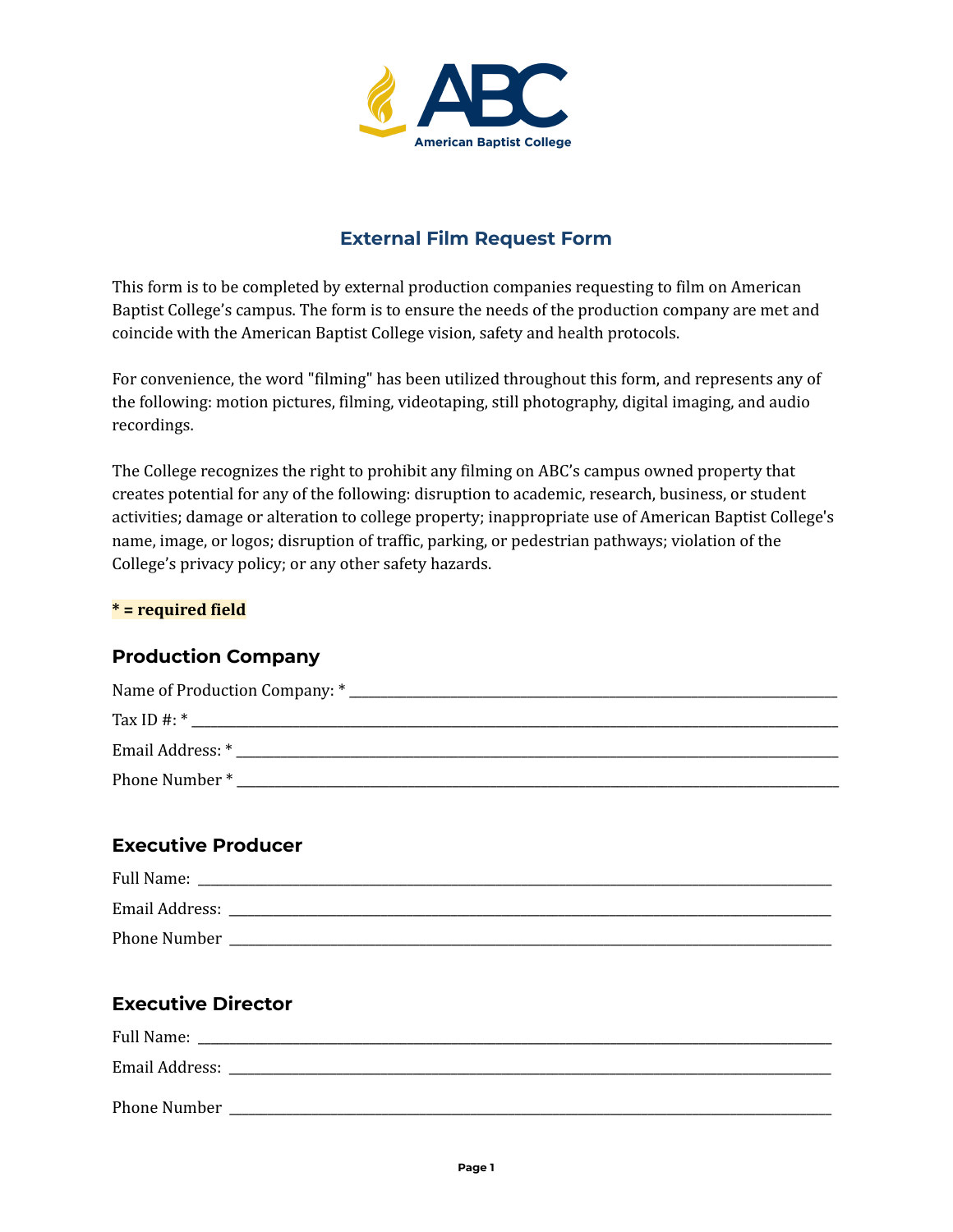American Baptist College

# External Film Request Form

This form is to be completed by external production companies requesting to film on American Baptist College's campus. The form is to ensure the needs of the production company are met and coincide with the American Baptist College vision, safety and health protocols.

For convenience, the word "filming" has been utilized throughout this form, and represents any of the following: motion pictures, filming, videotaping, still photography, digital imaging, and audio recordings.

The College recognizes the right to prohibit any filming on ABC's campus owned property that creates potential for any of the following: disruption to academic, research, business, or student activities; damage or alteration to college property; inappropriate use of American Baptist College's name, image, or logos; disruption of traffic, parking, or pedestrian pathways; violation of the College's privacy policy; or any other safety hazards.

**\* = required field**

## Production Company

Name of Production Company: * ____________________________________________

Tax ID #: * ____________________________________________

Email Address: * ____________________________________________

Phone Number * ____________________________________________

## Executive Producer

Full Name: ____________________________________________

Email Address: ____________________________________________

Phone Number ____________________________________________

## Executive Director

Full Name: ____________________________________________

Email Address: ____________________________________________

Phone Number ____________________________________________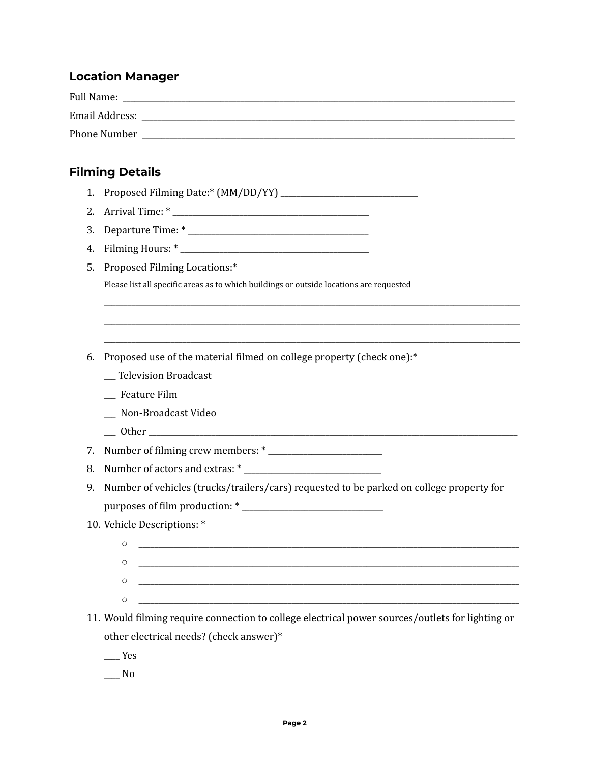## Location Manager

Full Name: ______________________________________________________________________________

Email Address: ___________________________________________________________________________

Phone Number ___________________________________________________________________________

## Filming Details

1. Proposed Filming Date:* (MM/DD/YY) ______________________________
2. Arrival Time: * ____________________________________________
3. Departure Time: * ________________________________________
4. Filming Hours: * __________________________________________
5. Proposed Filming Locations:*

   Please list all specific areas as to which buildings or outside locations are requested

   ______________________________________________________________________________

   ______________________________________________________________________________

   ______________________________________________________________________________

6. Proposed use of the material filmed on college property (check one):*

   ___ Television Broadcast

   ___ Feature Film

   ___ Non-Broadcast Video

   ___ Other ______________________________________________________________________

7. Number of filming crew members: * _________________________
8. Number of actors and extras: * ______________________________
9. Number of vehicles (trucks/trailers/cars) requested to be parked on college property for purposes of film production: * ______________________________
10. Vehicle Descriptions: *
    - ______________________________________________________________________
    - ______________________________________________________________________
    - ______________________________________________________________________
    - ______________________________________________________________________
11. Would filming require connection to college electrical power sources/outlets for lighting or other electrical needs? (check answer)*

    ____ Yes

    ____ No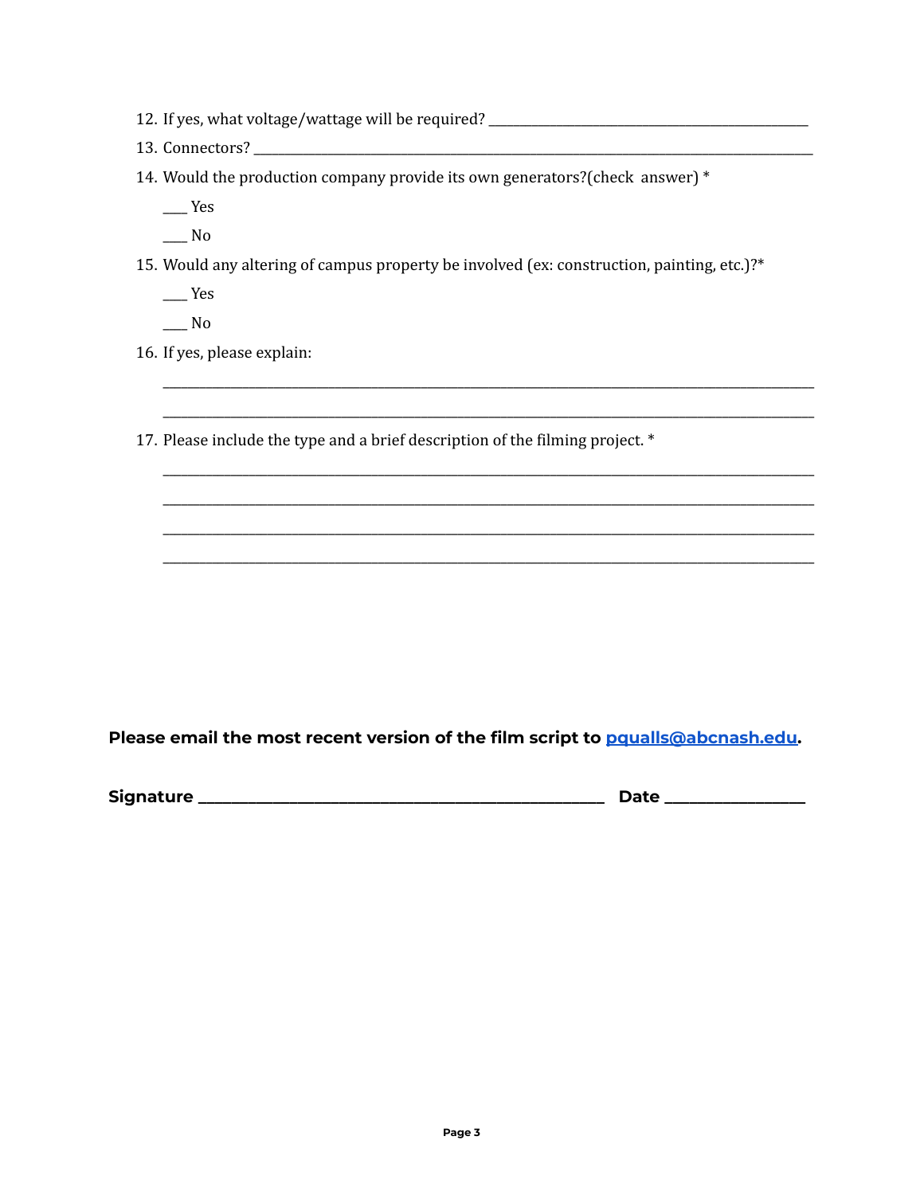12. If yes, what voltage/wattage will be required? ____________________________________________

13. Connectors? ________________________________________________________________________________

14. Would the production company provide its own generators?(check answer) *

    ___ Yes

    ___ No

15. Would any altering of campus property be involved (ex: construction, painting, etc.)?*

    ___ Yes

    ___ No

16. If yes, please explain:

    ______________________________________________________________________________________

    ______________________________________________________________________________________

17. Please include the type and a brief description of the filming project. *

    ______________________________________________________________________________________

    ______________________________________________________________________________________

    ______________________________________________________________________________________

    ______________________________________________________________________________________

**Please email the most recent version of the film script to [pqualls@abcnash.edu](mailto:pqualls@abcnash.edu).**

**Signature ______________________________________________ Date _______________**